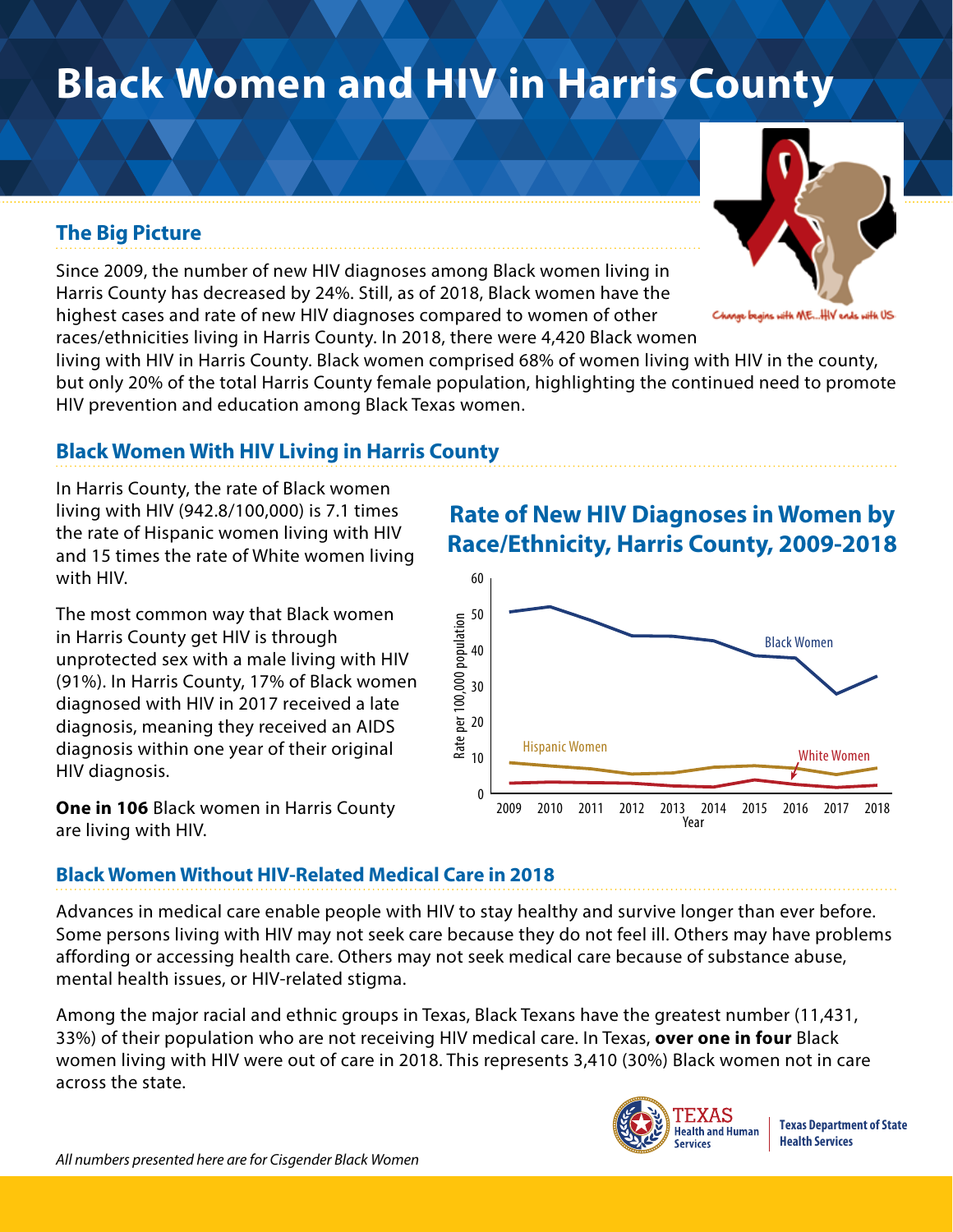# Black Women and HIV in Harris County

## The Big Picture

Since 2009, the number of new HIV diagnoses among Black women living in Harris County has decreased by 24%. Still, as of 2018, Black women have the highest cases and rate of new HIV diagnoses compared to women of other races/ethnicities living in Harris County. In 2018, there were 4,420 Black women living with HIV in Harris County. Black women comprised 68% of women living with HIV in the county, but only 20% of the total Harris County female population, highlighting the continued need to promote HIV prevention and education among Black Texas women.

Change begins with ME...HIV ends with US

## Black Women With HIV Living in Harris County

In Harris County, the rate of Black women living with HIV (942.8/100,000) is 7.1 times the rate of Hispanic women living with HIV and 15 times the rate of White women living with HIV.

The most common way that Black women in Harris County get HIV is through unprotected sex with a male living with HIV (91%). In Harris County, 17% of Black women diagnosed with HIV in 2017 received a late diagnosis, meaning they received an AIDS diagnosis within one year of their original HIV diagnosis.

**One in 106** Black women in Harris County are living with HIV.

### Rate of New HIV Diagnoses in Women by Race/Ethnicity, Harris County, 2009-2018

## Black Women Without HIV-Related Medical Care in 2018

Advances in medical care enable people with HIV to stay healthy and survive longer than ever before. Some persons living with HIV may not seek care because they do not feel ill. Others may have problems affording or accessing health care. Others may not seek medical care because of substance abuse, mental health issues, or HIV-related stigma.

Among the major racial and ethnic groups in Texas, Black Texans have the greatest number (11,431, 33%) of their population who are not receiving HIV medical care. In Texas, **over one in four** Black women living with HIV were out of care in 2018. This represents 3,410 (30%) Black women not in care across the state.

*All numbers presented here are for Cisgender Black Women*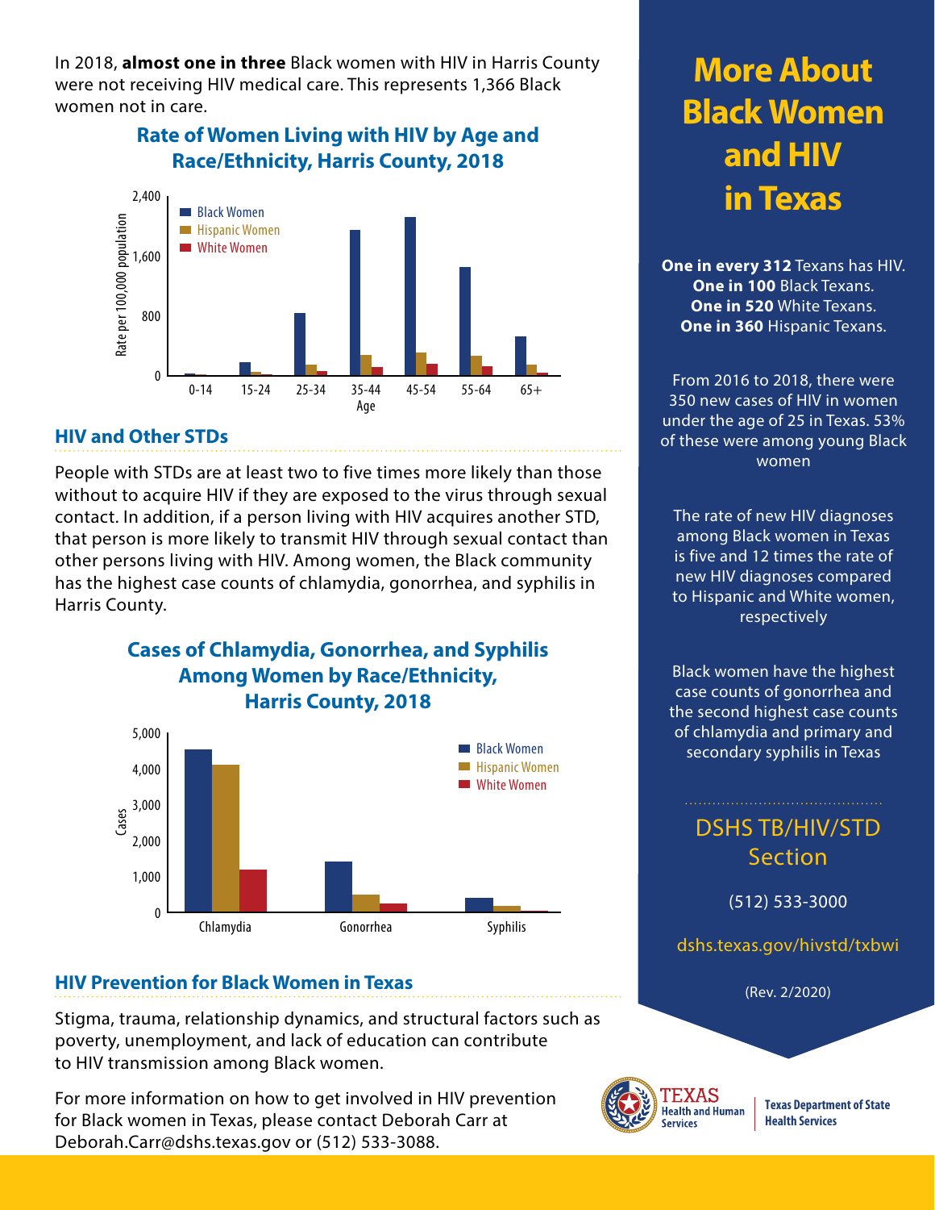In 2018, **almost one in three** Black women with HIV in Harris County were not receiving HIV medical care. This represents 1,366 Black women not in care.

### Rate of Women Living with HIV by Age and Race/Ethnicity, Harris County, 2018

Rate per 100,000 population

2,400
1,600
800
0

Black Women
Hispanic Women
White Women

0-14
15-24
25-34
35-44
45-54
55-64
65+

Age

## HIV and Other STDs

People with STDs are at least two to five times more likely than those without to acquire HIV if they are exposed to the virus through sexual contact. In addition, if a person living with HIV acquires another STD, that person is more likely to transmit HIV through sexual contact than other persons living with HIV. Among women, the Black community has the highest case counts of chlamydia, gonorrhea, and syphilis in Harris County.

### Cases of Chlamydia, Gonorrhea, and Syphilis Among Women by Race/Ethnicity, Harris County, 2018

Cases

5,000
4,000
3,000
2,000
1,000
0

Black Women
Hispanic Women
White Women

Chlamydia
Gonorrhea
Syphilis

## HIV Prevention for Black Women in Texas

Stigma, trauma, relationship dynamics, and structural factors such as poverty, unemployment, and lack of education can contribute to HIV transmission among Black women.

For more information on how to get involved in HIV prevention for Black women in Texas, please contact Deborah Carr at Deborah.Carr@dshs.texas.gov or (512) 533-3088.

# More About Black Women and HIV in Texas

**One in every 312** Texans has HIV.
**One in 100** Black Texans.
**One in 520** White Texans.
**One in 360** Hispanic Texans.

From 2016 to 2018, there were 350 new cases of HIV in women under the age of 25 in Texas. 53% of these were among young Black women

The rate of new HIV diagnoses among Black women in Texas is five and 12 times the rate of new HIV diagnoses compared to Hispanic and White women, respectively

Black women have the highest case counts of gonorrhea and the second highest case counts of chlamydia and primary and secondary syphilis in Texas

## DSHS TB/HIV/STD Section

(512) 533-3000

dshs.texas.gov/hivstd/txbwi

(Rev. 2/2020)

TEXAS Health and Human Services | Texas Department of State Health Services